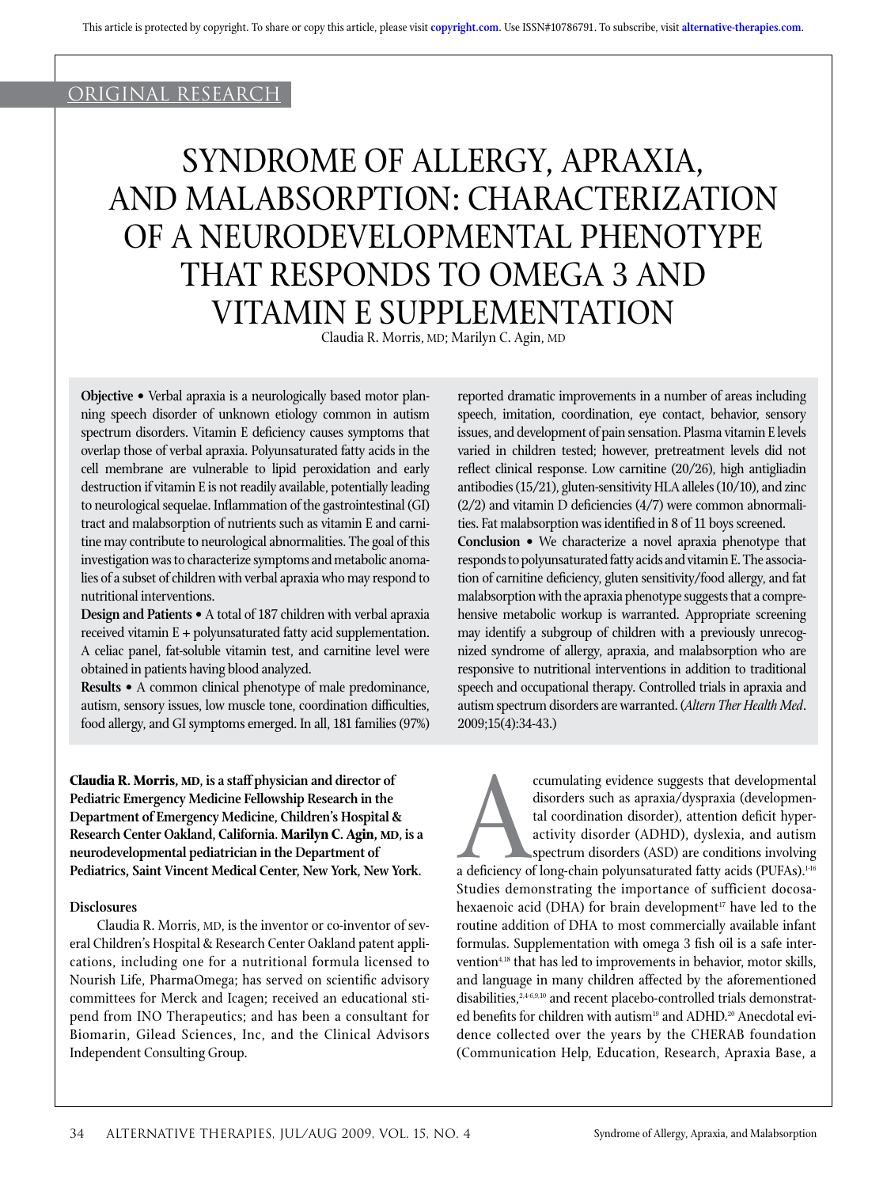ORIGINAL RESEARCH

# SYNDROME OF ALLERGY, APRAXIA, AND MALABSORPTION: CHARACTERIZATION OF A NEURODEVELOPMENTAL PHENOTYPE THAT RESPONDS TO OMEGA 3 AND VITAMIN E SUPPLEMENTATION

Claudia R. Morris, MD; Marilyn C. Agin, MD

**Objective** • Verbal apraxia is a neurologically based motor planning speech disorder of unknown etiology common in autism spectrum disorders. Vitamin E deficiency causes symptoms that overlap those of verbal apraxia. Polyunsaturated fatty acids in the cell membrane are vulnerable to lipid peroxidation and early destruction if vitamin E is not readily available, potentially leading to neurological sequelae. Inflammation of the gastrointestinal (GI) tract and malabsorption of nutrients such as vitamin E and carnitine may contribute to neurological abnormalities. The goal of this investigation was to characterize symptoms and metabolic anomalies of a subset of children with verbal apraxia who may respond to nutritional interventions.

**Design and Patients** • A total of 187 children with verbal apraxia received vitamin E + polyunsaturated fatty acid supplementation. A celiac panel, fat-soluble vitamin test, and carnitine level were obtained in patients having blood analyzed.

**Results** • A common clinical phenotype of male predominance, autism, sensory issues, low muscle tone, coordination difficulties, food allergy, and GI symptoms emerged. In all, 181 families (97%) reported dramatic improvements in a number of areas including speech, imitation, coordination, eye contact, behavior, sensory issues, and development of pain sensation. Plasma vitamin E levels varied in children tested; however, pretreatment levels did not reflect clinical response. Low carnitine (20/26), high antigliadin antibodies (15/21), gluten-sensitivity HLA alleles (10/10), and zinc (2/2) and vitamin D deficiencies (4/7) were common abnormalities. Fat malabsorption was identified in 8 of 11 boys screened.

**Conclusion** • We characterize a novel apraxia phenotype that responds to polyunsaturated fatty acids and vitamin E. The association of carnitine deficiency, gluten sensitivity/food allergy, and fat malabsorption with the apraxia phenotype suggests that a comprehensive metabolic workup is warranted. Appropriate screening may identify a subgroup of children with a previously unrecognized syndrome of allergy, apraxia, and malabsorption who are responsive to nutritional interventions in addition to traditional speech and occupational therapy. Controlled trials in apraxia and autism spectrum disorders are warranted. (*Altern Ther Health Med*. 2009;15(4):34-43.)

**Claudia R. Morris, MD, is a staff physician and director of Pediatric Emergency Medicine Fellowship Research in the Department of Emergency Medicine, Children's Hospital & Research Center Oakland, California. Marilyn C. Agin, MD, is a neurodevelopmental pediatrician in the Department of Pediatrics, Saint Vincent Medical Center, New York, New York.**

### Disclosures

Claudia R. Morris, MD, is the inventor or co-inventor of several Children's Hospital & Research Center Oakland patent applications, including one for a nutritional formula licensed to Nourish Life, PharmaOmega; has served on scientific advisory committees for Merck and Icagen; received an educational stipend from INO Therapeutics; and has been a consultant for Biomarin, Gilead Sciences, Inc, and the Clinical Advisors Independent Consulting Group.

Accumulating evidence suggests that developmental disorders such as apraxia/dyspraxia (developmental coordination disorder), attention deficit hyperactivity disorder (ADHD), dyslexia, and autism spectrum disorders (ASD) are conditions involving a deficiency of long-chain polyunsaturated fatty acids (PUFAs).[1-16] Studies demonstrating the importance of sufficient docosahexaenoic acid (DHA) for brain development[17] have led to the routine addition of DHA to most commercially available infant formulas. Supplementation with omega 3 fish oil is a safe intervention[4,18] that has led to improvements in behavior, motor skills, and language in many children affected by the aforementioned disabilities,[2,4-6,9,10] and recent placebo-controlled trials demonstrated benefits for children with autism[19] and ADHD.[20] Anecdotal evidence collected over the years by the CHERAB foundation (Communication Help, Education, Research, Apraxia Base, a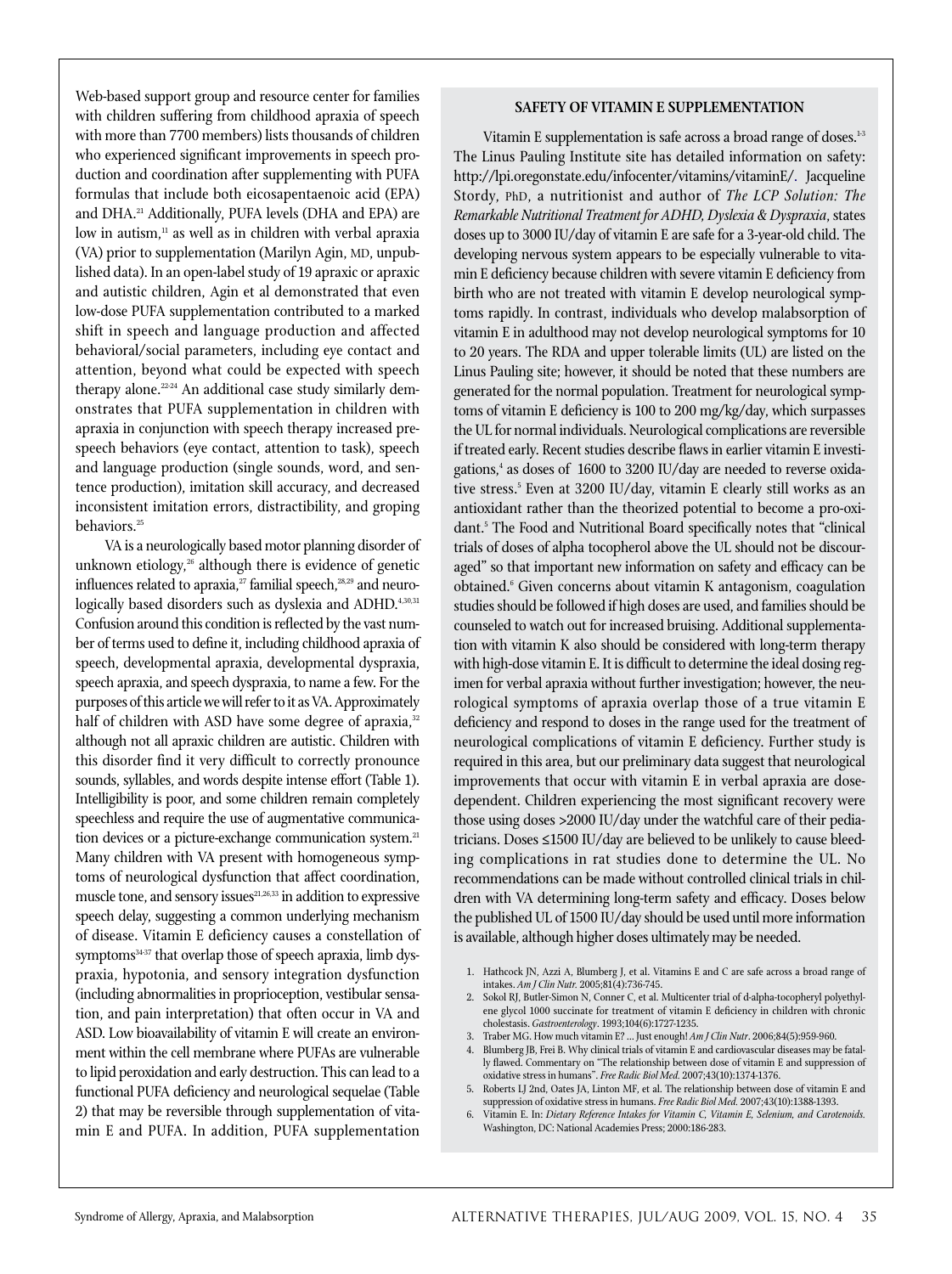Web-based support group and resource center for families with children suffering from childhood apraxia of speech with more than 7700 members) lists thousands of children who experienced significant improvements in speech production and coordination after supplementing with PUFA formulas that include both eicosapentaenoic acid (EPA) and DHA.[21] Additionally, PUFA levels (DHA and EPA) are low in autism,[11] as well as in children with verbal apraxia (VA) prior to supplementation (Marilyn Agin, MD, unpublished data). In an open-label study of 19 apraxic or apraxic and autistic children, Agin et al demonstrated that even low-dose PUFA supplementation contributed to a marked shift in speech and language production and affected behavioral/social parameters, including eye contact and attention, beyond what could be expected with speech therapy alone.[22-24] An additional case study similarly demonstrates that PUFA supplementation in children with apraxia in conjunction with speech therapy increased pre-speech behaviors (eye contact, attention to task), speech and language production (single sounds, word, and sentence production), imitation skill accuracy, and decreased inconsistent imitation errors, distractibility, and groping behaviors.[25]

VA is a neurologically based motor planning disorder of unknown etiology,[26] although there is evidence of genetic influences related to apraxia,[27] familial speech,[28,29] and neurologically based disorders such as dyslexia and ADHD.[4,30,31] Confusion around this condition is reflected by the vast number of terms used to define it, including childhood apraxia of speech, developmental apraxia, developmental dyspraxia, speech apraxia, and speech dyspraxia, to name a few. For the purposes of this article we will refer to it as VA. Approximately half of children with ASD have some degree of apraxia,[32] although not all apraxic children are autistic. Children with this disorder find it very difficult to correctly pronounce sounds, syllables, and words despite intense effort (Table 1). Intelligibility is poor, and some children remain completely speechless and require the use of augmentative communication devices or a picture-exchange communication system.[21] Many children with VA present with homogeneous symptoms of neurological dysfunction that affect coordination, muscle tone, and sensory issues[21,26,33] in addition to expressive speech delay, suggesting a common underlying mechanism of disease. Vitamin E deficiency causes a constellation of symptoms[34-37] that overlap those of speech apraxia, limb dyspraxia, hypotonia, and sensory integration dysfunction (including abnormalities in proprioception, vestibular sensation, and pain interpretation) that often occur in VA and ASD. Low bioavailability of vitamin E will create an environment within the cell membrane where PUFAs are vulnerable to lipid peroxidation and early destruction. This can lead to a functional PUFA deficiency and neurological sequelae (Table 2) that may be reversible through supplementation of vitamin E and PUFA. In addition, PUFA supplementation

## SAFETY OF VITAMIN E SUPPLEMENTATION

Vitamin E supplementation is safe across a broad range of doses.[1-3] The Linus Pauling Institute site has detailed information on safety: http://lpi.oregonstate.edu/infocenter/vitamins/vitaminE/. Jacqueline Stordy, PhD, a nutritionist and author of *The LCP Solution: The Remarkable Nutritional Treatment for ADHD, Dyslexia & Dyspraxia*, states doses up to 3000 IU/day of vitamin E are safe for a 3-year-old child. The developing nervous system appears to be especially vulnerable to vitamin E deficiency because children with severe vitamin E deficiency from birth who are not treated with vitamin E develop neurological symptoms rapidly. In contrast, individuals who develop malabsorption of vitamin E in adulthood may not develop neurological symptoms for 10 to 20 years. The RDA and upper tolerable limits (UL) are listed on the Linus Pauling site; however, it should be noted that these numbers are generated for the normal population. Treatment for neurological symptoms of vitamin E deficiency is 100 to 200 mg/kg/day, which surpasses the UL for normal individuals. Neurological complications are reversible if treated early. Recent studies describe flaws in earlier vitamin E investigations,[4] as doses of 1600 to 3200 IU/day are needed to reverse oxidative stress.[5] Even at 3200 IU/day, vitamin E clearly still works as an antioxidant rather than the theorized potential to become a pro-oxidant.[5] The Food and Nutritional Board specifically notes that "clinical trials of doses of alpha tocopherol above the UL should not be discouraged" so that important new information on safety and efficacy can be obtained.[6] Given concerns about vitamin K antagonism, coagulation studies should be followed if high doses are used, and families should be counseled to watch out for increased bruising. Additional supplementation with vitamin K also should be considered with long-term therapy with high-dose vitamin E. It is difficult to determine the ideal dosing regimen for verbal apraxia without further investigation; however, the neurological symptoms of apraxia overlap those of a true vitamin E deficiency and respond to doses in the range used for the treatment of neurological complications of vitamin E deficiency. Further study is required in this area, but our preliminary data suggest that neurological improvements that occur with vitamin E in verbal apraxia are dose-dependent. Children experiencing the most significant recovery were those using doses >2000 IU/day under the watchful care of their pediatricians. Doses ≤1500 IU/day are believed to be unlikely to cause bleeding complications in rat studies done to determine the UL. No recommendations can be made without controlled clinical trials in children with VA determining long-term safety and efficacy. Doses below the published UL of 1500 IU/day should be used until more information is available, although higher doses ultimately may be needed.

1. Hathcock JN, Azzi A, Blumberg J, et al. Vitamins E and C are safe across a broad range of intakes. *Am J Clin Nutr.* 2005;81(4):736-745.
2. Sokol RJ, Butler-Simon N, Conner C, et al. Multicenter trial of d-alpha-tocopheryl polyethylene glycol 1000 succinate for treatment of vitamin E deficiency in children with chronic cholestasis. *Gastroenterology*. 1993;104(6):1727-1235.
3. Traber MG. How much vitamin E? ... Just enough! *Am J Clin Nutr*. 2006;84(5):959-960.
4. Blumberg JB, Frei B. Why clinical trials of vitamin E and cardiovascular diseases may be fatally flawed. Commentary on "The relationship between dose of vitamin E and suppression of oxidative stress in humans". *Free Radic Biol Med.* 2007;43(10):1374-1376.
5. Roberts LJ 2nd, Oates JA, Linton MF, et al. The relationship between dose of vitamin E and suppression of oxidative stress in humans. *Free Radic Biol Med.* 2007;43(10):1388-1393.
6. Vitamin E. In: *Dietary Reference Intakes for Vitamin C, Vitamin E, Selenium, and Carotenoids.* Washington, DC: National Academies Press; 2000:186-283.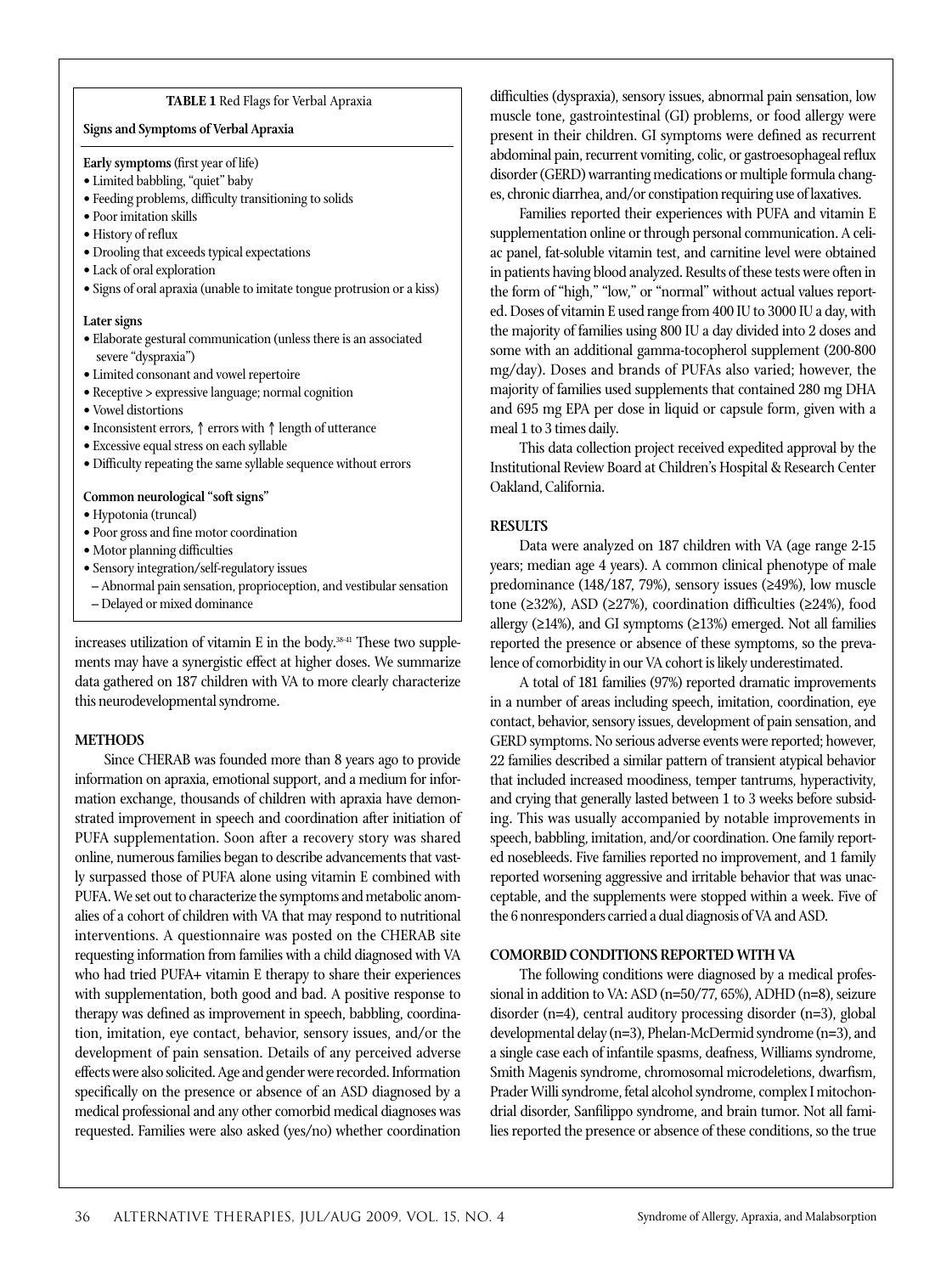**TABLE 1** Red Flags for Verbal Apraxia

| Signs and Symptoms of Verbal Apraxia |
| --- |
| **Early symptoms** (first year of life) |
| • Limited babbling, "quiet" baby |
| • Feeding problems, difficulty transitioning to solids |
| • Poor imitation skills |
| • History of reflux |
| • Drooling that exceeds typical expectations |
| • Lack of oral exploration |
| • Signs of oral apraxia (unable to imitate tongue protrusion or a kiss) |
| **Later signs** |
| • Elaborate gestural communication (unless there is an associated severe "dyspraxia") |
| • Limited consonant and vowel repertoire |
| • Receptive > expressive language; normal cognition |
| • Vowel distortions |
| • Inconsistent errors, ↑ errors with ↑ length of utterance |
| • Excessive equal stress on each syllable |
| • Difficulty repeating the same syllable sequence without errors |
| **Common neurological "soft signs"** |
| • Hypotonia (truncal) |
| • Poor gross and fine motor coordination |
| • Motor planning difficulties |
| • Sensory integration/self-regulatory issues |
| – Abnormal pain sensation, proprioception, and vestibular sensation |
| – Delayed or mixed dominance |

increases utilization of vitamin E in the body.[38-41] These two supplements may have a synergistic effect at higher doses. We summarize data gathered on 187 children with VA to more clearly characterize this neurodevelopmental syndrome.

## METHODS

Since CHERAB was founded more than 8 years ago to provide information on apraxia, emotional support, and a medium for information exchange, thousands of children with apraxia have demonstrated improvement in speech and coordination after initiation of PUFA supplementation. Soon after a recovery story was shared online, numerous families began to describe advancements that vastly surpassed those of PUFA alone using vitamin E combined with PUFA. We set out to characterize the symptoms and metabolic anomalies of a cohort of children with VA that may respond to nutritional interventions. A questionnaire was posted on the CHERAB site requesting information from families with a child diagnosed with VA who had tried PUFA+ vitamin E therapy to share their experiences with supplementation, both good and bad. A positive response to therapy was defined as improvement in speech, babbling, coordination, imitation, eye contact, behavior, sensory issues, and/or the development of pain sensation. Details of any perceived adverse effects were also solicited. Age and gender were recorded. Information specifically on the presence or absence of an ASD diagnosed by a medical professional and any other comorbid medical diagnoses was requested. Families were also asked (yes/no) whether coordination difficulties (dyspraxia), sensory issues, abnormal pain sensation, low muscle tone, gastrointestinal (GI) problems, or food allergy were present in their children. GI symptoms were defined as recurrent abdominal pain, recurrent vomiting, colic, or gastroesophageal reflux disorder (GERD) warranting medications or multiple formula changes, chronic diarrhea, and/or constipation requiring use of laxatives.

Families reported their experiences with PUFA and vitamin E supplementation online or through personal communication. A celiac panel, fat-soluble vitamin test, and carnitine level were obtained in patients having blood analyzed. Results of these tests were often in the form of "high," "low," or "normal" without actual values reported. Doses of vitamin E used range from 400 IU to 3000 IU a day, with the majority of families using 800 IU a day divided into 2 doses and some with an additional gamma-tocopherol supplement (200-800 mg/day). Doses and brands of PUFAs also varied; however, the majority of families used supplements that contained 280 mg DHA and 695 mg EPA per dose in liquid or capsule form, given with a meal 1 to 3 times daily.

This data collection project received expedited approval by the Institutional Review Board at Children's Hospital & Research Center Oakland, California.

## RESULTS

Data were analyzed on 187 children with VA (age range 2-15 years; median age 4 years). A common clinical phenotype of male predominance (148/187, 79%), sensory issues (≥49%), low muscle tone (≥32%), ASD (≥27%), coordination difficulties (≥24%), food allergy (≥14%), and GI symptoms (≥13%) emerged. Not all families reported the presence or absence of these symptoms, so the prevalence of comorbidity in our VA cohort is likely underestimated.

A total of 181 families (97%) reported dramatic improvements in a number of areas including speech, imitation, coordination, eye contact, behavior, sensory issues, development of pain sensation, and GERD symptoms. No serious adverse events were reported; however, 22 families described a similar pattern of transient atypical behavior that included increased moodiness, temper tantrums, hyperactivity, and crying that generally lasted between 1 to 3 weeks before subsiding. This was usually accompanied by notable improvements in speech, babbling, imitation, and/or coordination. One family reported nosebleeds. Five families reported no improvement, and 1 family reported worsening aggressive and irritable behavior that was unacceptable, and the supplements were stopped within a week. Five of the 6 nonresponders carried a dual diagnosis of VA and ASD.

## COMORBID CONDITIONS REPORTED WITH VA

The following conditions were diagnosed by a medical professional in addition to VA: ASD (n=50/77, 65%), ADHD (n=8), seizure disorder (n=4), central auditory processing disorder (n=3), global developmental delay (n=3), Phelan-McDermid syndrome (n=3), and a single case each of infantile spasms, deafness, Williams syndrome, Smith Magenis syndrome, chromosomal microdeletions, dwarfism, Prader Willi syndrome, fetal alcohol syndrome, complex I mitochondrial disorder, Sanfilippo syndrome, and brain tumor. Not all families reported the presence or absence of these conditions, so the true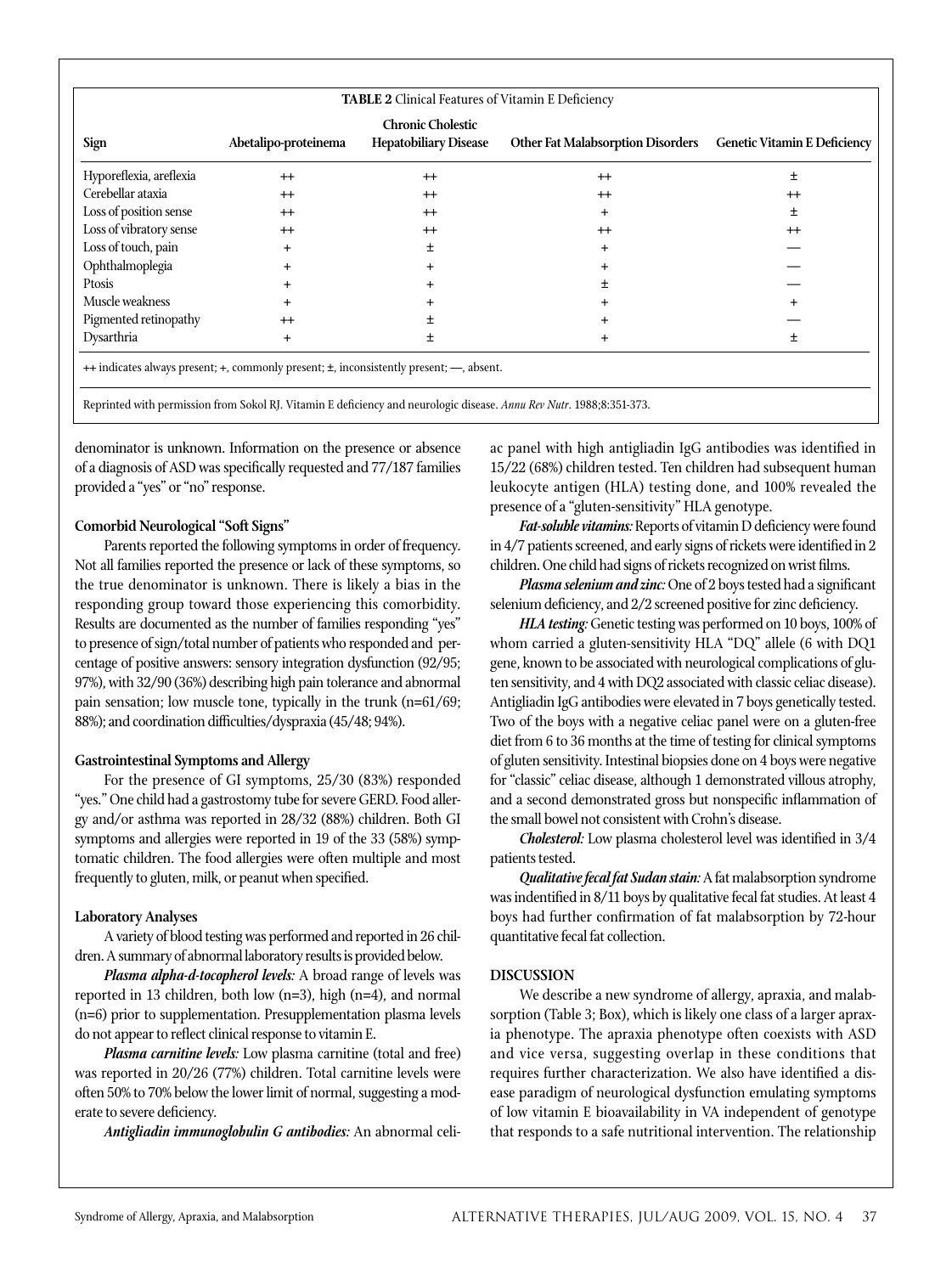**TABLE 2** Clinical Features of Vitamin E Deficiency

| Sign | Abetalipo-proteinema | Chronic Cholestic Hepatobiliary Disease | Other Fat Malabsorption Disorders | Genetic Vitamin E Deficiency |
|---|---|---|---|---|
| Hyporeflexia, areflexia | ++ | ++ | ++ | ± |
| Cerebellar ataxia | ++ | ++ | ++ | ++ |
| Loss of position sense | ++ | ++ | + | ± |
| Loss of vibratory sense | ++ | ++ | ++ | ++ |
| Loss of touch, pain | + | ± | + | — |
| Ophthalmoplegia | + | + | + | — |
| Ptosis | + | + | ± | — |
| Muscle weakness | + | + | + | + |
| Pigmented retinopathy | ++ | ± | + | — |
| Dysarthria | + | ± | + | ± |

++ indicates always present; +, commonly present; ±, inconsistently present; —, absent.

Reprinted with permission from Sokol RJ. Vitamin E deficiency and neurologic disease. *Annu Rev Nutr*. 1988;8:351-373.

denominator is unknown. Information on the presence or absence of a diagnosis of ASD was specifically requested and 77/187 families provided a "yes" or "no" response.

### Comorbid Neurological "Soft Signs"

Parents reported the following symptoms in order of frequency. Not all families reported the presence or lack of these symptoms, so the true denominator is unknown. There is likely a bias in the responding group toward those experiencing this comorbidity. Results are documented as the number of families responding "yes" to presence of sign/total number of patients who responded and percentage of positive answers: sensory integration dysfunction (92/95; 97%), with 32/90 (36%) describing high pain tolerance and abnormal pain sensation; low muscle tone, typically in the trunk (n=61/69; 88%); and coordination difficulties/dyspraxia (45/48; 94%).

### Gastrointestinal Symptoms and Allergy

For the presence of GI symptoms, 25/30 (83%) responded "yes." One child had a gastrostomy tube for severe GERD. Food allergy and/or asthma was reported in 28/32 (88%) children. Both GI symptoms and allergies were reported in 19 of the 33 (58%) symptomatic children. The food allergies were often multiple and most frequently to gluten, milk, or peanut when specified.

### Laboratory Analyses

A variety of blood testing was performed and reported in 26 children. A summary of abnormal laboratory results is provided below.

***Plasma alpha-d-tocopherol levels:*** A broad range of levels was reported in 13 children, both low (n=3), high (n=4), and normal (n=6) prior to supplementation. Presupplementation plasma levels do not appear to reflect clinical response to vitamin E.

***Plasma carnitine levels:*** Low plasma carnitine (total and free) was reported in 20/26 (77%) children. Total carnitine levels were often 50% to 70% below the lower limit of normal, suggesting a moderate to severe deficiency.

***Antigliadin immunoglobulin G antibodies:*** An abnormal celiac panel with high antigliadin IgG antibodies was identified in 15/22 (68%) children tested. Ten children had subsequent human leukocyte antigen (HLA) testing done, and 100% revealed the presence of a "gluten-sensitivity" HLA genotype.

***Fat-soluble vitamins:*** Reports of vitamin D deficiency were found in 4/7 patients screened, and early signs of rickets were identified in 2 children. One child had signs of rickets recognized on wrist films.

***Plasma selenium and zinc:*** One of 2 boys tested had a significant selenium deficiency, and 2/2 screened positive for zinc deficiency.

***HLA testing:*** Genetic testing was performed on 10 boys, 100% of whom carried a gluten-sensitivity HLA "DQ" allele (6 with DQ1 gene, known to be associated with neurological complications of gluten sensitivity, and 4 with DQ2 associated with classic celiac disease). Antigliadin IgG antibodies were elevated in 7 boys genetically tested. Two of the boys with a negative celiac panel were on a gluten-free diet from 6 to 36 months at the time of testing for clinical symptoms of gluten sensitivity. Intestinal biopsies done on 4 boys were negative for "classic" celiac disease, although 1 demonstrated villous atrophy, and a second demonstrated gross but nonspecific inflammation of the small bowel not consistent with Crohn's disease.

***Cholesterol:*** Low plasma cholesterol level was identified in 3/4 patients tested.

***Qualitative fecal fat Sudan stain:*** A fat malabsorption syndrome was indentified in 8/11 boys by qualitative fecal fat studies. At least 4 boys had further confirmation of fat malabsorption by 72-hour quantitative fecal fat collection.

## DISCUSSION

We describe a new syndrome of allergy, apraxia, and malabsorption (Table 3; Box), which is likely one class of a larger apraxia phenotype. The apraxia phenotype often coexists with ASD and vice versa, suggesting overlap in these conditions that requires further characterization. We also have identified a disease paradigm of neurological dysfunction emulating symptoms of low vitamin E bioavailability in VA independent of genotype that responds to a safe nutritional intervention. The relationship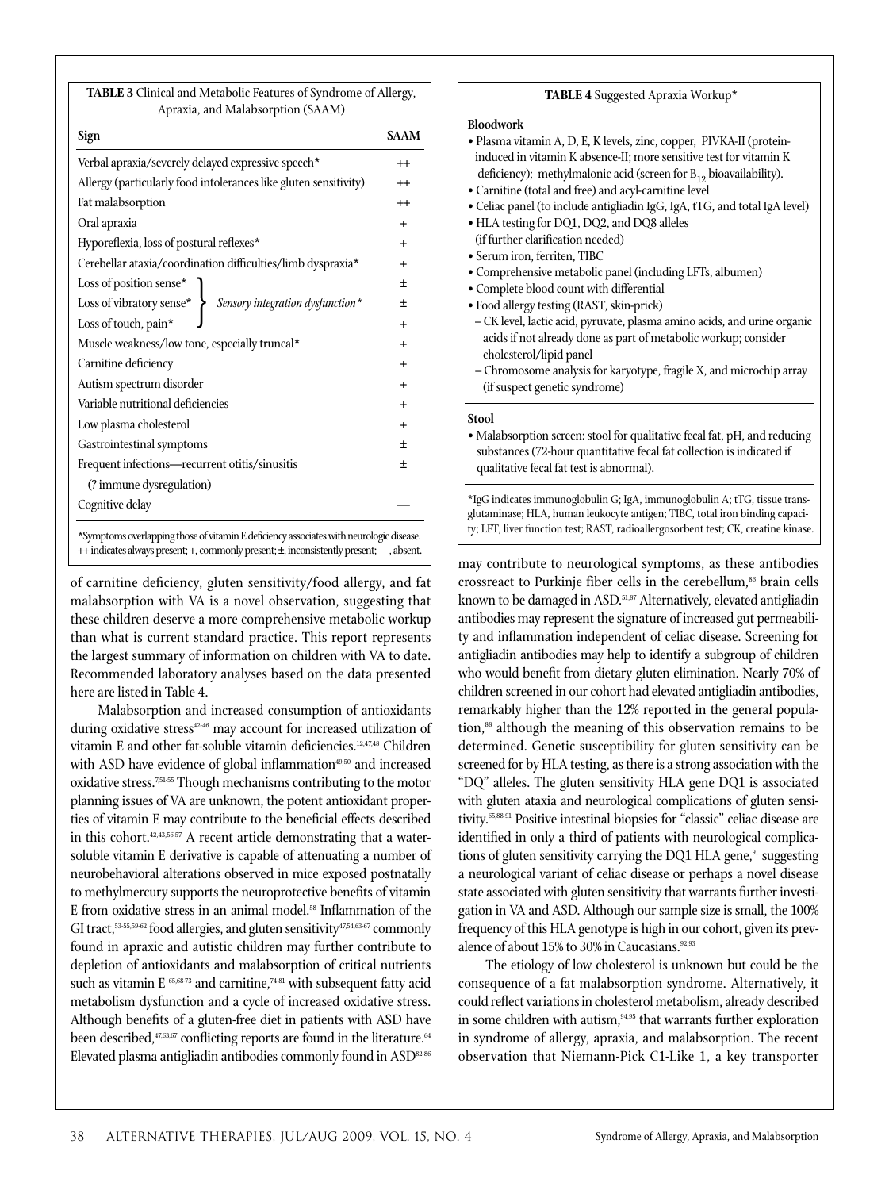**TABLE 3** Clinical and Metabolic Features of Syndrome of Allergy, Apraxia, and Malabsorption (SAAM)

| Sign | SAAM |
|---|---|
| Verbal apraxia/severely delayed expressive speech* | ++ |
| Allergy (particularly food intolerances like gluten sensitivity) | ++ |
| Fat malabsorption | ++ |
| Oral apraxia | + |
| Hyporeflexia, loss of postural reflexes* | + |
| Cerebellar ataxia/coordination difficulties/limb dyspraxia* | + |
| Loss of position sense* (*Sensory integration dysfunction**) | ± |
| Loss of vibratory sense* (*Sensory integration dysfunction**) | ± |
| Loss of touch, pain* (*Sensory integration dysfunction**) | + |
| Muscle weakness/low tone, especially truncal* | + |
| Carnitine deficiency | + |
| Autism spectrum disorder | + |
| Variable nutritional deficiencies | + |
| Low plasma cholesterol | + |
| Gastrointestinal symptoms | ± |
| Frequent infections—recurrent otitis/sinusitis (? immune dysregulation) | ± |
| Cognitive delay | — |

*Symptoms overlapping those of vitamin E deficiency associates with neurologic disease. ++ indicates always present; +, commonly present; ±, inconsistently present; —, absent.

**TABLE 4** Suggested Apraxia Workup*

**Bloodwork**

- Plasma vitamin A, D, E, K levels, zinc, copper, PIVKA-II (protein-induced in vitamin K absence-II; more sensitive test for vitamin K deficiency); methylmalonic acid (screen for $B_{12}$ bioavailability).
- Carnitine (total and free) and acyl-carnitine level
- Celiac panel (to include antigliadin IgG, IgA, tTG, and total IgA level)
- HLA testing for DQ1, DQ2, and DQ8 alleles (if further clarification needed)
- Serum iron, ferriten, TIBC
- Comprehensive metabolic panel (including LFTs, albumen)
- Complete blood count with differential
- Food allergy testing (RAST, skin-prick)
  - CK level, lactic acid, pyruvate, plasma amino acids, and urine organic acids if not already done as part of metabolic workup; consider cholesterol/lipid panel
  - Chromosome analysis for karyotype, fragile X, and microchip array (if suspect genetic syndrome)

**Stool**

- Malabsorption screen: stool for qualitative fecal fat, pH, and reducing substances (72-hour quantitative fecal fat collection is indicated if qualitative fecal fat test is abnormal).

*IgG indicates immunoglobulin G; IgA, immunoglobulin A; tTG, tissue transglutaminase; HLA, human leukocyte antigen; TIBC, total iron binding capacity; LFT, liver function test; RAST, radioallergosorbent test; CK, creatine kinase.

of carnitine deficiency, gluten sensitivity/food allergy, and fat malabsorption with VA is a novel observation, suggesting that these children deserve a more comprehensive metabolic workup than what is current standard practice. This report represents the largest summary of information on children with VA to date. Recommended laboratory analyses based on the data presented here are listed in Table 4.

Malabsorption and increased consumption of antioxidants during oxidative stress[42-46] may account for increased utilization of vitamin E and other fat-soluble vitamin deficiencies.[12,47,48] Children with ASD have evidence of global inflammation[49,50] and increased oxidative stress.[7,51-55] Though mechanisms contributing to the motor planning issues of VA are unknown, the potent antioxidant properties of vitamin E may contribute to the beneficial effects described in this cohort.[42,43,56,57] A recent article demonstrating that a water-soluble vitamin E derivative is capable of attenuating a number of neurobehavioral alterations observed in mice exposed postnatally to methylmercury supports the neuroprotective benefits of vitamin E from oxidative stress in an animal model.[58] Inflammation of the GI tract,[53-55,59-62] food allergies, and gluten sensitivity[47,54,63-67] commonly found in apraxic and autistic children may further contribute to depletion of antioxidants and malabsorption of critical nutrients such as vitamin E [65,68-73] and carnitine,[74-81] with subsequent fatty acid metabolism dysfunction and a cycle of increased oxidative stress. Although benefits of a gluten-free diet in patients with ASD have been described,[47,63,67] conflicting reports are found in the literature.[64] Elevated plasma antigliadin antibodies commonly found in ASD[82-86] may contribute to neurological symptoms, as these antibodies crossreact to Purkinje fiber cells in the cerebellum,[86] brain cells known to be damaged in ASD.[51,87] Alternatively, elevated antigliadin antibodies may represent the signature of increased gut permeability and inflammation independent of celiac disease. Screening for antigliadin antibodies may help to identify a subgroup of children who would benefit from dietary gluten elimination. Nearly 70% of children screened in our cohort had elevated antigliadin antibodies, remarkably higher than the 12% reported in the general population,[88] although the meaning of this observation remains to be determined. Genetic susceptibility for gluten sensitivity can be screened for by HLA testing, as there is a strong association with the "DQ" alleles. The gluten sensitivity HLA gene DQ1 is associated with gluten ataxia and neurological complications of gluten sensitivity.[65,88-91] Positive intestinal biopsies for "classic" celiac disease are identified in only a third of patients with neurological complications of gluten sensitivity carrying the DQ1 HLA gene,[91] suggesting a neurological variant of celiac disease or perhaps a novel disease state associated with gluten sensitivity that warrants further investigation in VA and ASD. Although our sample size is small, the 100% frequency of this HLA genotype is high in our cohort, given its prevalence of about 15% to 30% in Caucasians.[92,93]

The etiology of low cholesterol is unknown but could be the consequence of a fat malabsorption syndrome. Alternatively, it could reflect variations in cholesterol metabolism, already described in some children with autism,[94,95] that warrants further exploration in syndrome of allergy, apraxia, and malabsorption. The recent observation that Niemann-Pick C1-Like 1, a key transporter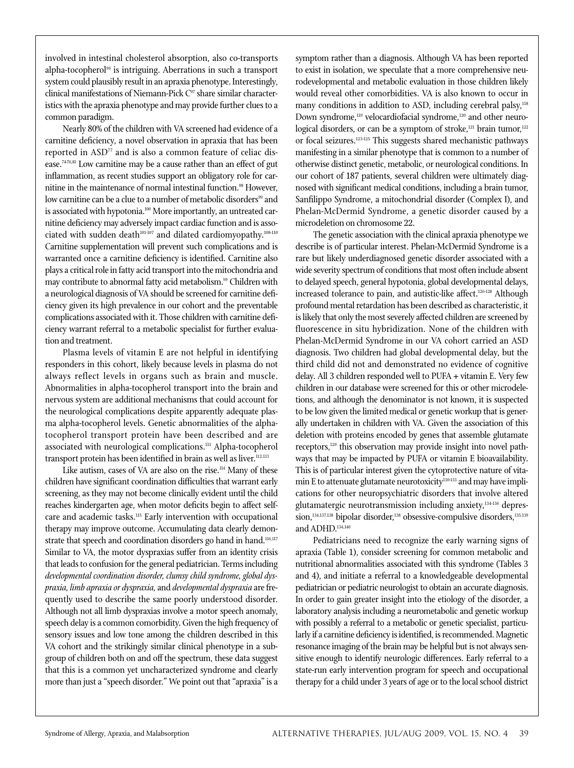involved in intestinal cholesterol absorption, also co-transports alpha-tocopherol[96] is intriguing. Aberrations in such a transport system could plausibly result in an apraxia phenotype. Interestingly, clinical manifestations of Niemann-Pick C[97] share similar characteristics with the apraxia phenotype and may provide further clues to a common paradigm.

Nearly 80% of the children with VA screened had evidence of a carnitine deficiency, a novel observation in apraxia that has been reported in ASD[77] and is also a common feature of celiac disease.[74-76,81] Low carnitine may be a cause rather than an effect of gut inflammation, as recent studies support an obligatory role for carnitine in the maintenance of normal intestinal function.[98] However, low carnitine can be a clue to a number of metabolic disorders[99] and is associated with hypotonia.[100] More importantly, an untreated carnitine deficiency may adversely impact cardiac function and is associated with sudden death[101-107] and dilated cardiomyopathy.[108-110] Carnitine supplementation will prevent such complications and is warranted once a carnitine deficiency is identified. Carnitine also plays a critical role in fatty acid transport into the mitochondria and may contribute to abnormal fatty acid metabolism.[99] Children with a neurological diagnosis of VA should be screened for carnitine deficiency given its high prevalence in our cohort and the preventable complications associated with it. Those children with carnitine deficiency warrant referral to a metabolic specialist for further evaluation and treatment.

Plasma levels of vitamin E are not helpful in identifying responders in this cohort, likely because levels in plasma do not always reflect levels in organs such as brain and muscle. Abnormalities in alpha-tocopherol transport into the brain and nervous system are additional mechanisms that could account for the neurological complications despite apparently adequate plasma alpha-tocopherol levels. Genetic abnormalities of the alpha-tocopherol transport protein have been described and are associated with neurological complications.[111] Alpha-tocopherol transport protein has been identified in brain as well as liver.[112,113]

Like autism, cases of VA are also on the rise.[114] Many of these children have significant coordination difficulties that warrant early screening, as they may not become clinically evident until the child reaches kindergarten age, when motor deficits begin to affect self-care and academic tasks.[115] Early intervention with occupational therapy may improve outcome. Accumulating data clearly demonstrate that speech and coordination disorders go hand in hand.[116,117] Similar to VA, the motor dyspraxias suffer from an identity crisis that leads to confusion for the general pediatrician. Terms including *developmental coordination disorder, clumsy child syndrome, global dyspraxia, limb apraxia or dyspraxia,* and *developmental dyspraxia* are frequently used to describe the same poorly understood disorder. Although not all limb dyspraxias involve a motor speech anomaly, speech delay is a common comorbidity. Given the high frequency of sensory issues and low tone among the children described in this VA cohort and the strikingly similar clinical phenotype in a subgroup of children both on and off the spectrum, these data suggest that this is a common yet uncharacterized syndrome and clearly more than just a "speech disorder." We point out that "apraxia" is a symptom rather than a diagnosis. Although VA has been reported to exist in isolation, we speculate that a more comprehensive neurodevelopmental and metabolic evaluation in those children likely would reveal other comorbidities. VA is also known to occur in many conditions in addition to ASD, including cerebral palsy,[118] Down syndrome,[119] velocardiofacial syndrome,[120] and other neurological disorders, or can be a symptom of stroke,[121] brain tumor,[122] or focal seizures.[123-125] This suggests shared mechanistic pathways manifesting in a similar phenotype that is common to a number of otherwise distinct genetic, metabolic, or neurological conditions. In our cohort of 187 patients, several children were ultimately diagnosed with significant medical conditions, including a brain tumor, Sanfilippo Syndrome, a mitochondrial disorder (Complex I), and Phelan-McDermid Syndrome, a genetic disorder caused by a microdeletion on chromosome 22.

The genetic association with the clinical apraxia phenotype we describe is of particular interest. Phelan-McDermid Syndrome is a rare but likely underdiagnosed genetic disorder associated with a wide severity spectrum of conditions that most often include absent to delayed speech, general hypotonia, global developmental delays, increased tolerance to pain, and autistic-like affect.[126-128] Although profound mental retardation has been described as characteristic, it is likely that only the most severely affected children are screened by fluorescence in situ hybridization. None of the children with Phelan-McDermid Syndrome in our VA cohort carried an ASD diagnosis. Two children had global developmental delay, but the third child did not and demonstrated no evidence of cognitive delay. All 3 children responded well to PUFA + vitamin E. Very few children in our database were screened for this or other microdeletions, and although the denominator is not known, it is suspected to be low given the limited medical or genetic workup that is generally undertaken in children with VA. Given the association of this deletion with proteins encoded by genes that assemble glutamate receptors,[129] this observation may provide insight into novel pathways that may be impacted by PUFA or vitamin E bioavailability. This is of particular interest given the cytoprotective nature of vitamin E to attenuate glutamate neurotoxicity[130-133] and may have implications for other neuropsychiatric disorders that involve altered glutamatergic neurotransmission including anxiety,[134-136] depression,[134,137,138] bipolar disorder,[138] obsessive-compulsive disorders,[135,139] and ADHD.[134,140]

Pediatricians need to recognize the early warning signs of apraxia (Table 1), consider screening for common metabolic and nutritional abnormalities associated with this syndrome (Tables 3 and 4), and initiate a referral to a knowledgeable developmental pediatrician or pediatric neurologist to obtain an accurate diagnosis. In order to gain greater insight into the etiology of the disorder, a laboratory analysis including a neurometabolic and genetic workup with possibly a referral to a metabolic or genetic specialist, particularly if a carnitine deficiency is identified, is recommended. Magnetic resonance imaging of the brain may be helpful but is not always sensitive enough to identify neurologic differences. Early referral to a state-run early intervention program for speech and occupational therapy for a child under 3 years of age or to the local school district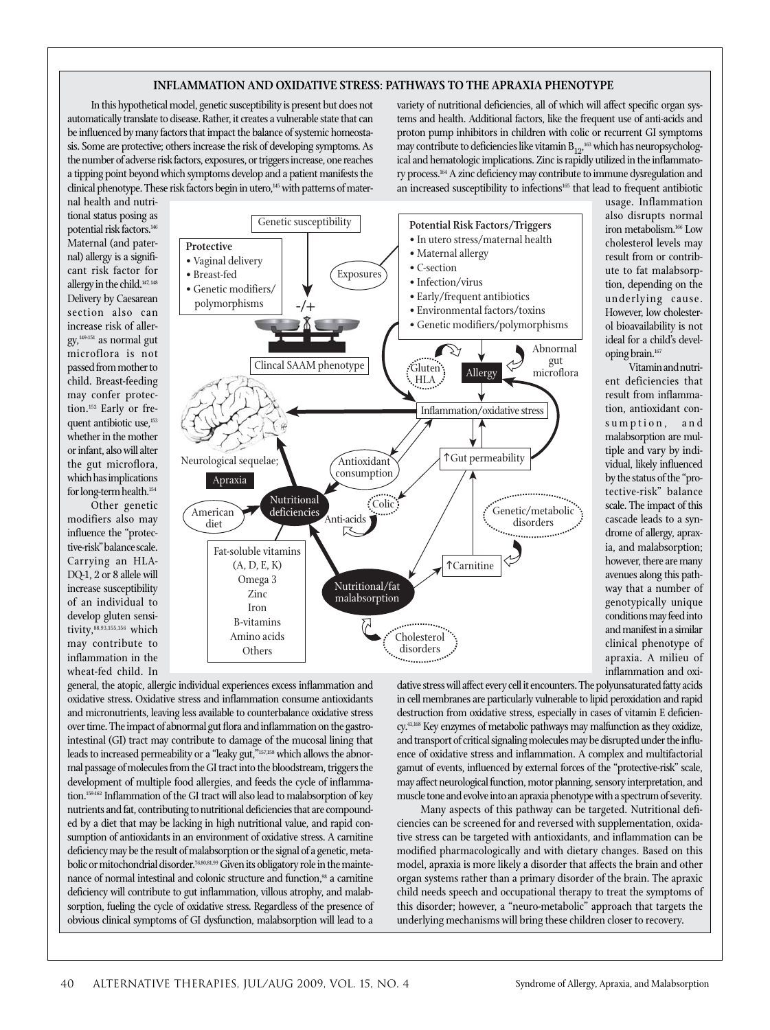## INFLAMMATION AND OXIDATIVE STRESS: PATHWAYS TO THE APRAXIA PHENOTYPE

In this hypothetical model, genetic susceptibility is present but does not automatically translate to disease. Rather, it creates a vulnerable state that can be influenced by many factors that impact the balance of systemic homeostasis. Some are protective; others increase the risk of developing symptoms. As the number of adverse risk factors, exposures, or triggers increase, one reaches a tipping point beyond which symptoms develop and a patient manifests the clinical phenotype. These risk factors begin in utero,[145] with patterns of maternal health and nutritional status posing as potential risk factors.[146] Maternal (and paternal) allergy is a significant risk factor for allergy in the child.[147,148] Delivery by Caesarean section also can increase risk of allergy,[149-151] as normal gut microflora is not passed from mother to child. Breast-feeding may confer protection.[152] Early or frequent antibiotic use,[153] whether in the mother or infant, also will alter the gut microflora, which has implications for long-term health.[154]

Other genetic modifiers also may influence the "protective-risk" balance scale. Carrying an HLA-DQ-1, 2 or 8 allele will increase susceptibility of an individual to develop gluten sensitivity,[88,93,155,156] which may contribute to inflammation in the wheat-fed child. In general, the atopic, allergic individual experiences excess inflammation and oxidative stress. Oxidative stress and inflammation consume antioxidants and micronutrients, leaving less available to counterbalance oxidative stress over time. The impact of abnormal gut flora and inflammation on the gastrointestinal (GI) tract may contribute to damage of the mucosal lining that leads to increased permeability or a "leaky gut,"[157,158] which allows the abnormal passage of molecules from the GI tract into the bloodstream, triggers the development of multiple food allergies, and feeds the cycle of inflammation.[159-162] Inflammation of the GI tract will also lead to malabsorption of key nutrients and fat, contributing to nutritional deficiencies that are compounded by a diet that may be lacking in high nutritional value, and rapid consumption of antioxidants in an environment of oxidative stress. A carnitine deficiency may be the result of malabsorption or the signal of a genetic, metabolic or mitochondrial disorder.[76,80,81,99] Given its obligatory role in the maintenance of normal intestinal and colonic structure and function,[98] a carnitine deficiency will contribute to gut inflammation, villous atrophy, and malabsorption, fueling the cycle of oxidative stress. Regardless of the presence of obvious clinical symptoms of GI dysfunction, malabsorption will lead to a variety of nutritional deficiencies, all of which will affect specific organ systems and health. Additional factors, like the frequent use of anti-acids and proton pump inhibitors in children with colic or recurrent GI symptoms may contribute to deficiencies like vitamin $B_{12}$,[163] which has neuropsychological and hematologic implications. Zinc is rapidly utilized in the inflammatory process.[164] A zinc deficiency may contribute to immune dysregulation and an increased susceptibility to infections[165] that lead to frequent antibiotic usage. Inflammation also disrupts normal iron metabolism.[166] Low cholesterol levels may result from or contribute to fat malabsorption, depending on the underlying cause. However, low cholesterol bioavailability is not ideal for a child's developing brain.[167]

Vitamin and nutrient deficiencies that result from inflammation, antioxidant consumption, and malabsorption are multiple and vary by individual, likely influenced by the status of the "protective-risk" balance scale. The impact of this cascade leads to a syndrome of allergy, apraxia, and malabsorption; however, there are many avenues along this pathway that a number of genotypically unique conditions may feed into and manifest in a similar clinical phenotype of apraxia. A milieu of inflammation and oxidative stress will affect every cell it encounters. The polyunsaturated fatty acids in cell membranes are particularly vulnerable to lipid peroxidation and rapid destruction from oxidative stress, especially in cases of vitamin E deficiency.[41,168] Key enzymes of metabolic pathways may malfunction as they oxidize, and transport of critical signaling molecules may be disrupted under the influence of oxidative stress and inflammation. A complex and multifactorial gamut of events, influenced by external forces of the "protective-risk" scale, may affect neurological function, motor planning, sensory interpretation, and muscle tone and evolve into an apraxia phenotype with a spectrum of severity.

Many aspects of this pathway can be targeted. Nutritional deficiencies can be screened for and reversed with supplementation, oxidative stress can be targeted with antioxidants, and inflammation can be modified pharmacologically and with dietary changes. Based on this model, apraxia is more likely a disorder that affects the brain and other organ systems rather than a primary disorder of the brain. The apraxic child needs speech and occupational therapy to treat the symptoms of this disorder; however, a "neuro-metabolic" approach that targets the underlying mechanisms will bring these children closer to recovery.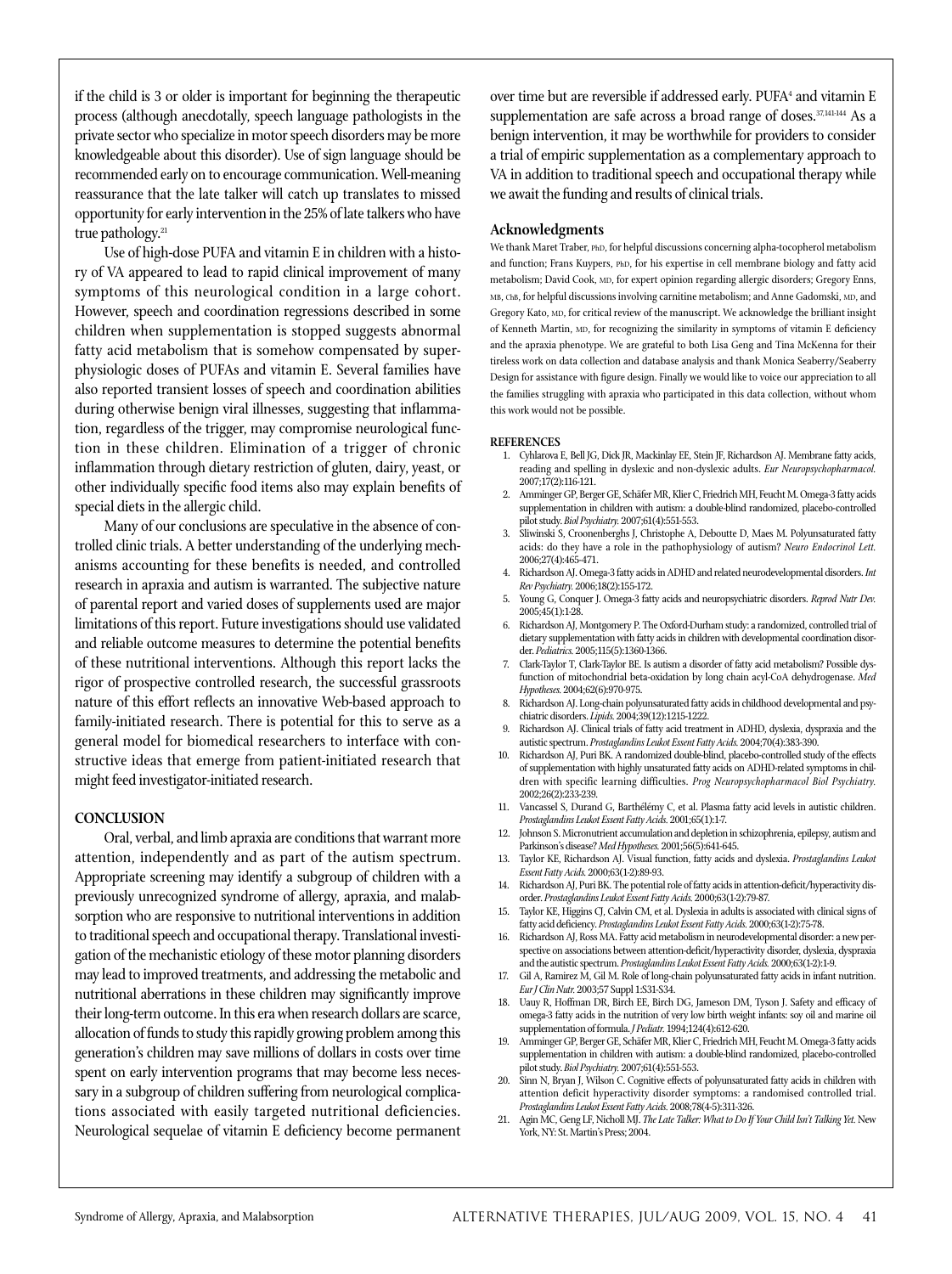if the child is 3 or older is important for beginning the therapeutic process (although anecdotally, speech language pathologists in the private sector who specialize in motor speech disorders may be more knowledgeable about this disorder). Use of sign language should be recommended early on to encourage communication. Well-meaning reassurance that the late talker will catch up translates to missed opportunity for early intervention in the 25% of late talkers who have true pathology.[21]

Use of high-dose PUFA and vitamin E in children with a history of VA appeared to lead to rapid clinical improvement of many symptoms of this neurological condition in a large cohort. However, speech and coordination regressions described in some children when supplementation is stopped suggests abnormal fatty acid metabolism that is somehow compensated by superphysiologic doses of PUFAs and vitamin E. Several families have also reported transient losses of speech and coordination abilities during otherwise benign viral illnesses, suggesting that inflammation, regardless of the trigger, may compromise neurological function in these children. Elimination of a trigger of chronic inflammation through dietary restriction of gluten, dairy, yeast, or other individually specific food items also may explain benefits of special diets in the allergic child.

Many of our conclusions are speculative in the absence of controlled clinic trials. A better understanding of the underlying mechanisms accounting for these benefits is needed, and controlled research in apraxia and autism is warranted. The subjective nature of parental report and varied doses of supplements used are major limitations of this report. Future investigations should use validated and reliable outcome measures to determine the potential benefits of these nutritional interventions. Although this report lacks the rigor of prospective controlled research, the successful grassroots nature of this effort reflects an innovative Web-based approach to family-initiated research. There is potential for this to serve as a general model for biomedical researchers to interface with constructive ideas that emerge from patient-initiated research that might feed investigator-initiated research.

## CONCLUSION

Oral, verbal, and limb apraxia are conditions that warrant more attention, independently and as part of the autism spectrum. Appropriate screening may identify a subgroup of children with a previously unrecognized syndrome of allergy, apraxia, and malabsorption who are responsive to nutritional interventions in addition to traditional speech and occupational therapy. Translational investigation of the mechanistic etiology of these motor planning disorders may lead to improved treatments, and addressing the metabolic and nutritional aberrations in these children may significantly improve their long-term outcome. In this era when research dollars are scarce, allocation of funds to study this rapidly growing problem among this generation's children may save millions of dollars in costs over time spent on early intervention programs that may become less necessary in a subgroup of children suffering from neurological complications associated with easily targeted nutritional deficiencies. Neurological sequelae of vitamin E deficiency become permanent over time but are reversible if addressed early. PUFA[4] and vitamin E supplementation are safe across a broad range of doses.[37,141-144] As a benign intervention, it may be worthwhile for providers to consider a trial of empiric supplementation as a complementary approach to VA in addition to traditional speech and occupational therapy while we await the funding and results of clinical trials.

### Acknowledgments

We thank Maret Traber, PhD, for helpful discussions concerning alpha-tocopherol metabolism and function; Frans Kuypers, PhD, for his expertise in cell membrane biology and fatty acid metabolism; David Cook, MD, for expert opinion regarding allergic disorders; Gregory Enns, MB, ChB, for helpful discussions involving carnitine metabolism; and Anne Gadomski, MD, and Gregory Kato, MD, for critical review of the manuscript. We acknowledge the brilliant insight of Kenneth Martin, MD, for recognizing the similarity in symptoms of vitamin E deficiency and the apraxia phenotype. We are grateful to both Lisa Geng and Tina McKenna for their tireless work on data collection and database analysis and thank Monica Seaberry/Seaberry Design for assistance with figure design. Finally we would like to voice our appreciation to all the families struggling with apraxia who participated in this data collection, without whom this work would not be possible.

## REFERENCES

1. Cyhlarova E, Bell JG, Dick JR, Mackinlay EE, Stein JF, Richardson AJ. Membrane fatty acids, reading and spelling in dyslexic and non-dyslexic adults. *Eur Neuropsychopharmacol.* 2007;17(2):116-121.
2. Amminger GP, Berger GE, Schäfer MR, Klier C, Friedrich MH, Feucht M. Omega-3 fatty acids supplementation in children with autism: a double-blind randomized, placebo-controlled pilot study. *Biol Psychiatry.* 2007;61(4):551-553.
3. Sliwinski S, Croonenberghs J, Christophe A, Deboutte D, Maes M. Polyunsaturated fatty acids: do they have a role in the pathophysiology of autism? *Neuro Endocrinol Lett.* 2006;27(4):465-471.
4. Richardson AJ. Omega-3 fatty acids in ADHD and related neurodevelopmental disorders. *Int Rev Psychiatry.* 2006;18(2):155-172.
5. Young G, Conquer J. Omega-3 fatty acids and neuropsychiatric disorders. *Reprod Nutr Dev.* 2005;45(1):1-28.
6. Richardson AJ, Montgomery P. The Oxford-Durham study: a randomized, controlled trial of dietary supplementation with fatty acids in children with developmental coordination disorder. *Pediatrics.* 2005;115(5):1360-1366.
7. Clark-Taylor T, Clark-Taylor BE. Is autism a disorder of fatty acid metabolism? Possible dysfunction of mitochondrial beta-oxidation by long chain acyl-CoA dehydrogenase. *Med Hypotheses.* 2004;62(6):970-975.
8. Richardson AJ. Long-chain polyunsaturated fatty acids in childhood developmental and psychiatric disorders. *Lipids.* 2004;39(12):1215-1222.
9. Richardson AJ. Clinical trials of fatty acid treatment in ADHD, dyslexia, dyspraxia and the autistic spectrum. *Prostaglandins Leukot Essent Fatty Acids.* 2004;70(4):383-390.
10. Richardson AJ, Puri BK. A randomized double-blind, placebo-controlled study of the effects of supplementation with highly unsaturated fatty acids on ADHD-related symptoms in children with specific learning difficulties. *Prog Neuropsychopharmacol Biol Psychiatry.* 2002;26(2):233-239.
11. Vancassel S, Durand G, Barthélémy C, et al. Plasma fatty acid levels in autistic children. *Prostaglandins Leukot Essent Fatty Acids.* 2001;65(1):1-7.
12. Johnson S. Micronutrient accumulation and depletion in schizophrenia, epilepsy, autism and Parkinson's disease? *Med Hypotheses.* 2001;56(5):641-645.
13. Taylor KE, Richardson AJ. Visual function, fatty acids and dyslexia. *Prostaglandins Leukot Essent Fatty Acids.* 2000;63(1-2):89-93.
14. Richardson AJ, Puri BK. The potential role of fatty acids in attention-deficit/hyperactivity disorder. *Prostaglandins Leukot Essent Fatty Acids.* 2000;63(1-2):79-87.
15. Taylor KE, Higgins CJ, Calvin CM, et al. Dyslexia in adults is associated with clinical signs of fatty acid deficiency. *Prostaglandins Leukot Essent Fatty Acids.* 2000;63(1-2):75-78.
16. Richardson AJ, Ross MA. Fatty acid metabolism in neurodevelopmental disorder: a new perspective on associations between attention-deficit/hyperactivity disorder, dyslexia, dyspraxia and the autistic spectrum. *Prostaglandins Leukot Essent Fatty Acids.* 2000;63(1-2):1-9.
17. Gil A, Ramirez M, Gil M. Role of long-chain polyunsaturated fatty acids in infant nutrition. *Eur J Clin Nutr.* 2003;57 Suppl 1:S31-S34.
18. Uauy R, Hoffman DR, Birch EE, Birch DG, Jameson DM, Tyson J. Safety and efficacy of omega-3 fatty acids in the nutrition of very low birth weight infants: soy oil and marine oil supplementation of formula. *J Pediatr.* 1994;124(4):612-620.
19. Amminger GP, Berger GE, Schäfer MR, Klier C, Friedrich MH, Feucht M. Omega-3 fatty acids supplementation in children with autism: a double-blind randomized, placebo-controlled pilot study. *Biol Psychiatry.* 2007;61(4):551-553.
20. Sinn N, Bryan J, Wilson C. Cognitive effects of polyunsaturated fatty acids in children with attention deficit hyperactivity disorder symptoms: a randomised controlled trial. *Prostaglandins Leukot Essent Fatty Acids.* 2008;78(4-5):311-326.
21. Agin MC, Geng LF, Nicholl MJ. *The Late Talker: What to Do If Your Child Isn't Talking Yet.* New York, NY: St. Martin's Press; 2004.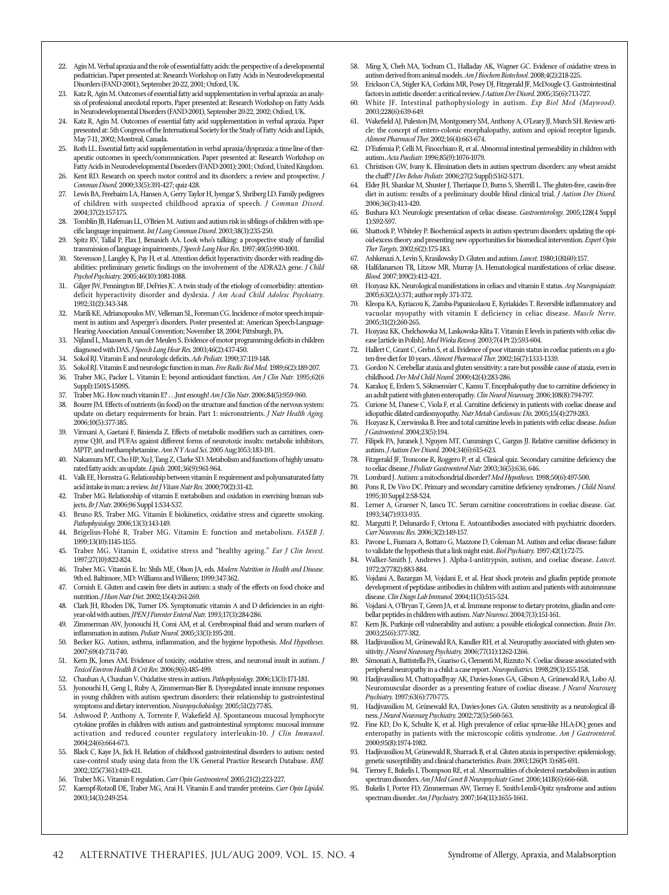22. Agin M. Verbal apraxia and the role of essential fatty acids: the perspective of a developmental pediatrician. Paper presented at: Research Workshop on Fatty Acids in Neurodevelopmental Disorders (FAND-2001), September 20-22, 2001; Oxford, UK.
23. Katz R, Agin M. Outcomes of essential fatty acid supplementation in verbal apraxia: an analysis of professional anecdotal reports. Paper presented at: Research Workshop on Fatty Acids in Neurodevelopmental Disorders (FAND-2001), September 20-22, 2002; Oxford, UK.
24. Katz R, Agin M. Outcomes of essential fatty acid supplementation in verbal apraxia. Paper presented at: 5th Congress of the International Society for the Study of Fatty Acids and Lipids, May 7-11, 2002; Montreal, Canada.
25. Roth LL. Essential fatty acid supplementation in verbal apraxia/dyspraxia: a time line of therapeutic outcomes in speech/communication. Paper presented at: Research Workshop on Fatty Acids in Neurodevelopmental Disorders (FAND-2001); 2001; Oxford, United Kingdom.
26. Kent RD. Research on speech motor control and its disorders: a review and prospective. *J Commun Disord.* 2000;33(5):391-427; quiz 428.
27. Lewis BA, Freebairn LA, Hansen A, Gerry Taylor H, Iyengar S, Shriberg LD. Family pedigrees of children with suspected childhood apraxia of speech. *J Commun Disord.* 2004;37(2):157-175.
28. Tomblin JB, Hafeman LL, O'Brien M. Autism and autism risk in siblings of children with specific language impairment. *Int J Lang Commun Disord.* 2003;38(3):235-250.
29. Spitz RV, Tallal P, Flax J, Benasich AA. Look who's talking: a prospective study of familial transmission of language impairments. *J Speech Lang Hear Res.* 1997;40(5):990-1001.
30. Stevenson J, Langley K, Pay H, et al. Attention deficit hyperactivity disorder with reading disabilities: preliminary genetic findings on the involvement of the ADRA2A gene. *J Child Psychol Psychiatry.* 2005;46(10):1081-1088.
31. Gilger JW, Pennington BF, DeFries JC. A twin study of the etiology of comorbidity: attention-deficit hyperactivity disorder and dyslexia. *J Am Acad Child Adolesc Psychiatry.* 1992;31(2):343-348.
32. Marili KE, Adrianopoulos MV, Velleman SL, Foreman CG. Incidence of motor speech impairment in autism and Asperger's disorders. Poster presented at: American Speech-Language-Hearing Association Annual Convention; November 18, 2004; Pittsburgh, PA.
33. Nijland L, Maassen B, van der Meulen S. Evidence of motor programming deficits in children diagnosed with DAS. *J Speech Lang Hear Res.* 2003;46(2):437-450.
34. Sokol RJ. Vitamin E and neurologic deficits. *Adv Pediatr.* 1990;37:119-148.
35. Sokol RJ. Vitamin E and neurologic function in man. *Free Radic Biol Med.* 1989;6(2):189-207.
36. Traber MG, Packer L. Vitamin E: beyond antioxidant function. *Am J Clin Nutr.* 1995;62(6 Suppl):1501S-1509S.
37. Traber MG. How much vitamin E? . . Just enough! *Am J Clin Nutr.* 2006;84(5):959-960.
38. Bourre JM. Effects of nutrients (in food) on the structure and function of the nervous system: update on dietary requirements for brain. Part 1: micronutrients. *J Nutr Health Aging.* 2006;10(5):377-385.
39. Virmani A, Gaetani F, Binienda Z. Effects of metabolic modifiers such as carnitines, coenzyme Q10, and PUFAs against different forms of neurotoxic insults: metabolic inhibitors, MPTP, and methamphetamine. *Ann N Y Acad Sci.* 2005 Aug;1053:183-191.
40. Nakamura MT, Cho HP, Xu J, Tang Z, Clarke SD. Metabolism and functions of highly unsaturated fatty acids: an update. *Lipids.* 2001;36(9):961-964.
41. Valk EE, Hornstra G. Relationship between vitamin E requirement and polyunsaturated fatty acid intake in man: a review. *Int J Vitam Nutr Res.* 2000;70(2):31-42.
42. Traber MG. Relationship of vitamin E metabolism and oxidation in exercising human subjects. *Br J Nutr.* 2006;96 Suppl 1:S34-S37.
43. Bruno RS, Traber MG. Vitamin E biokinetics, oxidative stress and cigarette smoking. *Pathophysiology.* 2006;13(3):143-149.
44. Brigelius-Flohé R, Traber MG. Vitamin E: function and metabolism. *FASEB J.* 1999;13(10):1145-1155.
45. Traber MG. Vitamin E, oxidative stress and "healthy ageing." *Eur J Clin Invest.* 1997;27(10):822-824.
46. Traber MG. Vitamin E. In: Shils ME, Olson JA, eds. *Modern Nutrition in Health and Disease.* 9th ed. Baltimore, MD: Williams and Wilkens; 1999:347-362.
47. Cornish E. Gluten and casein free diets in autism: a study of the effects on food choice and nutrition. *J Hum Nutr Diet.* 2002;15(4):261-269.
48. Clark JH, Rhoden DK, Turner DS. Symptomatic vitamin A and D deficiencies in an eight-year-old with autism. *JPEN J Parenter Enteral Nutr.* 1993;17(3):284-286.
49. Zimmerman AW, Jyonouchi H, Comi AM, et al. Cerebrospinal fluid and serum markers of inflammation in autism. *Pediatr Neurol.* 2005;33(3):195-201.
50. Becker KG. Autism, asthma, inflammation, and the hygiene hypothesis. *Med Hypotheses.* 2007;69(4):731-740.
51. Kern JK, Jones AM. Evidence of toxicity, oxidative stress, and neuronal insult in autism. *J Toxicol Environ Health B Crit Rev.* 2006;9(6):485-499.
52. Chauhan A, Chauhan V. Oxidative stress in autism. *Pathophysiology.* 2006;13(3):171-181.
53. Jyonouchi H, Geng L, Ruby A, Zimmerman-Bier B. Dysregulated innate immune responses in young children with autism spectrum disorders: their relationship to gastrointestinal symptoms and dietary intervention. *Neuropsychobiology.* 2005;51(2):77-85.
54. Ashwood P, Anthony A, Torrente F, Wakefield AJ. Spontaneous mucosal lymphocyte cytokine profiles in children with autism and gastrointestinal symptoms: mucosal immune activation and reduced counter regulatory interleukin-10. *J Clin Immunol.* 2004;24(6):664-673.
55. Black C, Kaye JA, Jick H. Relation of childhood gastrointestinal disorders to autism: nested case-control study using data from the UK General Practice Research Database. *BMJ.* 2002;325(7361):419-421.
56. Traber MG. Vitamin E regulation. *Curr Opin Gastroenterol.* 2005;21(2):223-227.
57. Kaempf-Rotzoll DE, Traber MG, Arai H. Vitamin E and transfer proteins. *Curr Opin Lipidol.* 2003;14(3):249-254.
58. Ming X, Cheh MA, Yochum CL, Halladay AK, Wagner GC. Evidence of oxidative stress in autism derived from animal models. *Am J Biochem Biotechnol.* 2008;4(2):218-225.
59. Erickson CA, Stigler KA, Corkins MR, Posey DJ, Fitzgerald JF, McDougle CJ. Gastrointestinal factors in autistic disorder: a critical review. *J Autism Dev Disord.* 2005;35(6):713-727.
60. White JF. Intestinal pathophysiology in autism. *Exp Biol Med (Maywood).* 2003;228(6):639-649.
61. Wakefield AJ, Puleston JM, Montgomery SM, Anthony A, O'Leary JJ, Murch SH. Review article: the concept of entero-colonic encephalopathy, autism and opioid receptor ligands. *Aliment Pharmacol Ther.* 2002;16(4):663-674.
62. D'Eufemia P, Celli M, Finocchiaro R, et al. Abnormal intestinal permeability in children with autism. *Acta Paediatr.* 1996;85(9):1076-1079.
63. Christison GW, Ivany K. Elimination diets in autism spectrum disorders: any wheat amidst the chaff? *J Dev Behav Pediatr.* 2006;27(2 Suppl):S162-S171.
64. Elder JH, Shankar M, Shuster J, Theriaque D, Burns S, Sherrill L. The gluten-free, casein-free diet in autism: results of a preliminary double blind clinical trial. *J Autism Dev Disord.* 2006;36(3):413-420.
65. Bushara KO. Neurologic presentation of celiac disease. *Gastroenterology.* 2005;128(4 Suppl 1):S92-S97.
66. Shattock P, Whiteley P. Biochemical aspects in autism spectrum disorders: updating the opioid-excess theory and presenting new opportunities for biomedical intervention. *Expert Opin Ther Targets.* 2002;6(2):175-183.
67. Ashkenazi A, Levin S, Krasilowsky D. Gluten and autism. *Lancet.* 1980;1(8160):157.
68. Halfdanarson TR, Litzow MR, Murray JA. Hematological manifestations of celiac disease. *Blood.* 2007;109(2):412-421.
69. Hozyasz KK. Neurological manifestations in celiacs and vitamin E status. *Arq Neuropsiquiatr.* 2005;63(2A):371; author reply 371-372.
70. Kleopa KA, Kyriacou K, Zamba-Papanicolaou E, Kyriakides T. Reversible inflammatory and vacuolar myopathy with vitamin E deficiency in celiac disease. *Muscle Nerve.* 2005;31(2):260-265.
71. Hozyasz KK, Chelchowska M, Laskowska-Klita T. Vitamin E levels in patients with celiac disease [article in Polish]. *Med Wieku Rozwoj.* 2003;7(4 Pt 2):593-604.
72. Hallert C, Grant C, Grehn S, et al. Evidence of poor vitamin status in coeliac patients on a gluten-free diet for 10 years. *Aliment Pharmacol Ther.* 2002;16(7):1333-1339.
73. Gordon N. Cerebellar ataxia and gluten sensitivity: a rare but possible cause of ataxia, even in childhood. *Dev Med Child Neurol.* 2000;42(4):283-286.
74. Karakoç E, Erdem S, Sökmensüer C, Kansu T. Encephalopathy due to carnitine deficiency in an adult patient with gluten enteropathy. *Clin Neurol Neurosurg.* 2006;108(8):794-797.
75. Curione M, Danese C, Viola F, et al. Carnitine deficiency in patients with coeliac disease and idiopathic dilated cardiomyopathy. *Nutr Metab Cardiovasc Dis.* 2005;15(4):279-283.
76. Hozyasz K, Czerwinska B. Free and total carnitine levels in patients with celiac disease. *Indian J Gastroenterol.* 2004;23(5):194.
77. Filipek PA, Juranek J, Nguyen MT, Cummings C, Gargus JJ. Relative carnitine deficiency in autism. *J Autism Dev Disord.* 2004;34(6):615-623.
78. Fitzgerald JF, Troncone R, Roggero P, et al. Clinical quiz. Secondary carnitine deficiency due to celiac disease. *J Pediatr Gastroenterol Nutr.* 2003;36(5):636, 646.
79. Lombard J. Autism: a mitochondrial disorder? *Med Hypotheses.* 1998;50(6):497-500.
80. Pons R, De Vivo DC. Primary and secondary carnitine deficiency syndromes. *J Child Neurol.* 1995;10 Suppl 2:S8-S24.
81. Lerner A, Gruener N, Iancu TC. Serum carnitine concentrations in coeliac disease. *Gut.* 1993;34(7):933-935.
82. Margutti P, Delunardo F, Ortona E. Autoantibodies associated with psychiatric disorders. *Curr Neurovasc Res.* 2006;3(2):149-157.
83. Pavone L, Fiumara A, Bottaro G, Mazzone D, Coleman M. Autism and celiac disease: failure to validate the hypothesis that a link might exist. *Biol Psychiatry.* 1997;42(1):72-75.
84. Walker-Smith J, Andrews J. Alpha-1-antitrypsin, autism, and coeliac disease. *Lancet.* 1972;2(7782):883-884.
85. Vojdani A, Bazargan M, Vojdani E, et al. Heat shock protein and gliadin peptide promote development of peptidase antibodies in children with autism and patients with autoimmune disease. *Clin Diagn Lab Immunol.* 2004;11(3):515-524.
86. Vojdani A, O'Bryan T, Green JA, et al. Immune response to dietary proteins, gliadin and cerebellar peptides in children with autism. *Nutr Neurosci.* 2004;7(3):151-161.
87. Kern JK. Purkinje cell vulnerability and autism: a possible etiological connection. *Brain Dev.* 2003;25(6):377-382.
88. Hadjivassiliou M, Grünewald RA, Kandler RH, et al. Neuropathy associated with gluten sensitivity. *J Neurol Neurosurg Psychiatry.* 2006;77(11):1262-1266.
89. Simonati A, Battistella PA, Guariso G, Clementi M, Rizzuto N. Coeliac disease associated with peripheral neuropathy in a child: a case report. *Neuropediatrics.* 1998;29(3):155-158.
90. Hadjivassiliou M, Chattopadhyay AK, Davies-Jones GA, Gibson A, Grünewald RA, Lobo AJ. Neuromuscular disorder as a presenting feature of coeliac disease. *J Neurol Neurosurg Psychiatry.* 1997;63(6):770-775.
91. Hadjivassiliou M, Grünewald RA, Davies-Jones GA. Gluten sensitivity as a neurological illness. *J Neurol Neurosurg Psychiatry.* 2002;72(5):560-563.
92. Fine KD, Do K, Schulte K, et al. High prevalence of celiac sprue-like HLA-DQ genes and enteropathy in patients with the microscopic colitis syndrome. *Am J Gastroenterol.* 2000;95(8):1974-1982.
93. Hadjivassiliou M, Grünewald R, Sharrack B, et al. Gluten ataxia in perspective: epidemiology, genetic susceptibility and clinical characteristics. *Brain.* 2003;126(Pt 3):685-691.
94. Tierney E, Bukelis I, Thompson RE, et al. Abnormalities of cholesterol metabolism in autism spectrum disorders. *Am J Med Genet B Neuropsychiatr Genet.* 2006;141B(6):666-668.
95. Bukelis I, Porter FD, Zimmerman AW, Tierney E. Smith-Lemli-Opitz syndrome and autism spectrum disorder. *Am J Psychiatry.* 2007;164(11):1655-1661.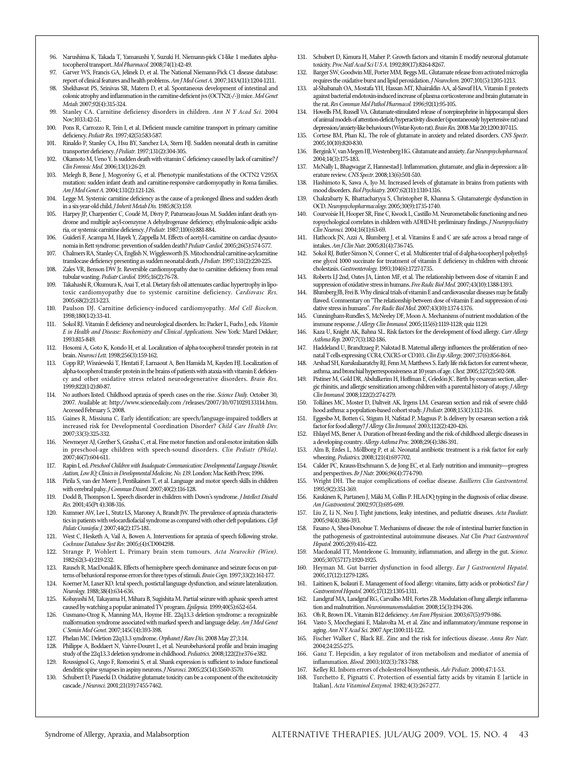96. Narushima K, Takada T, Yamanashi Y, Suzuki H. Niemann-pick C1-like 1 mediates alpha-tocopherol transport. *Mol Pharmacol.* 2008;74(1):42-49.
97. Garver WS, Francis GA, Jelinek D, et al. The National Niemann-Pick C1 disease database: report of clinical features and health problems. *Am J Med Genet A.* 2007;143A(11):1204-1211.
98. Shekhawat PS, Srinivas SR, Matern D, et al. Spontaneous development of intestinal and colonic atrophy and inflammation in the carnitine-deficient jvs (OCTN2(-/-)) mice. *Mol Genet Metab.* 2007;92(4):315-324.
99. Stanley CA. Carnitine deficiency disorders in children. *Ann N Y Acad Sci.* 2004 Nov;1033:42-51.
100. Pons R, Carrozzo R, Tein I, et al. Deficient muscle carnitine transport in primary carnitine deficiency. *Pediatr Res.* 1997;42(5):583-587.
101. Rinaldo P, Stanley CA, Hsu BY, Sanchez LA, Stern HJ. Sudden neonatal death in carnitine transporter deficiency. *J Pediatr.* 1997;131(2):304-305.
102. Okamoto M, Ueno Y. Is sudden death with vitamin C deficiency caused by lack of carnitine? *J Clin Forensic Med.* 2006;13(1):26-29.
103. Melegh B, Bene J, Mogyorósy G, et al. Phenotypic manifestations of the OCTN2 V295X mutation: sudden infant death and carnitine-responsive cardiomyopathy in Roma families. *Am J Med Genet A.* 2004;131(2):121-126.
104. Legge M. Systemic carnitine deficiency as the cause of a prolonged illness and sudden death in a six-year-old child. *J Inherit Metab Dis.* 1985;8(3):159.
105. Harpey JP, Charpentier C, Coudé M, Divry P, Paturneau-Jouas M. Sudden infant death syndrome and multiple acyl-coenzyme A dehydrogenase deficiency, ethylmalonic-adipic aciduria, or systemic carnitine deficiency. *J Pediatr.* 1987;110(6):881-884.
106. Guideri F, Acampa M, Hayek Y, Zappella M. Effects of acetyl-L-carnitine on cardiac dysautonomia in Rett syndrome: prevention of sudden death? *Pediatr Cardiol.* 2005;26(5):574-577.
107. Chalmers RA, Stanley CA, English N, Wigglesworth JS. Mitochondrial carnitine-acylcarnitine translocase deficiency presenting as sudden neonatal death. *J Pediatr.* 1997;131(2):220-225.
108. Zales VR, Benson DW Jr. Reversible cardiomyopathy due to carnitine deficiency from renal tubular wasting. *Pediatr Cardiol.* 1995;16(2):76-78.
109. Takahashi R, Okumura K, Asai T, et al. Dietary fish oil attenuates cardiac hypertrophy in lipotoxic cardiomyopathy due to systemic carnitine deficiency. *Cardiovasc Res.* 2005;68(2):213-223.
110. Paulson DJ. Carnitine deficiency-induced cardiomyopathy. *Mol Cell Biochem.* 1998;180(1-2):33-41.
111. Sokol RJ. Vitamin E deficiency and neurological disorders. In: Packer L, Fuchs J, eds. *Vitamin E in Health and Disease: Biochemistry and Clinical Applications.* New York: Marel Dekker; 1993:815-849.
112. Hosomi A, Goto K, Kondo H, et al. Localization of alpha-tocopherol transfer protein in rat brain. *Neurosci Lett.* 1998;256(3):159-162.
113. Copp RP, Wisniewski T, Hentati F, Larnaout A, Ben Hamida M, Kayden HJ. Localization of alpha-tocopherol transfer protein in the brains of patients with ataxia with vitamin E deficiency and other oxidative stress related neurodegenerative disorders. *Brain Res.* 1999;822(1-2):80-87.
114. No authors listed. Childhood apraxia of speech cases on the rise. *Science Daily.* October 30, 2007. Available at: http://www.sciencedaily.com /releases/2007/10/071029133114.htm. Accessed February 5, 2008.
115. Gaines R, Missiuna C. Early identification: are speech/language-impaired toddlers at increased risk for Developmental Coordination Disorder? *Child Care Health Dev.* 2007;33(3):325-332.
116. Newmeyer AJ, Grether S, Grasha C, et al. Fine motor function and oral-motor imitation skills in preschool-age children with speech-sound disorders. *Clin Pediatr (Phila).* 2007;46(7):604-611.
117. Rapin I, ed. *Preschool Children with Inadequate Communication: Developmental Language Disorder, Autism, Low IQ: Clinics in Developmental Medicine, No. 139.* London: Mac Keith Press; 1996.
118. Pirila S, van der Meere J, Pentikainen T, et al. Language and motor speech skills in children with cerebral palsy. *J Commun Disord.* 2007;40(2):116-128.
119. Dodd B, Thompson L. Speech disorder in children with Down's syndrome. *J Intellect Disabil Res.* 2001;45(Pt 4):308-316.
120. Kummer AW, Lee L, Stutz LS, Maroney A, Brandt JW. The prevalence of apraxia characteristics in patients with velocardiofacial syndrome as compared with other cleft populations. *Cleft Palate Craniofac J.* 2007;44(2):175-181.
121. West C, Hesketh A, Vail A, Bowen A. Interventions for apraxia of speech following stroke. *Cochrane Database Syst Rev.* 2005;(4):CD004298.
122. Strange P, Wohlert L. Primary brain stem tumours. *Acta Neurochir (Wien).* 1982;62(3-4):219-232.
123. Rausch R, MacDonald K. Effects of hemisphere speech dominance and seizure focus on patterns of behavioral response errors for three types of stimuli. *Brain Cogn.* 1997;33(2):161-177.
124. Koerner M, Laxer KD. Ictal speech, postictal language dysfunction, and seizure lateralization. *Neurology.* 1988;38(4):634-636.
125. Kobayashi M, Takayama H, Mihara B, Sugishita M. Partial seizure with aphasic speech arrest caused by watching a popular animated TV program. *Epilepsia.* 1999;40(5):652-654.
126. Cusmano-Ozog K, Manning MA, Hoyme HE. 22q13.3 deletion syndrome: a recognizable malformation syndrome associated with marked speech and language delay. *Am J Med Genet C Semin Med Genet.* 2007;145C(4):393-398.
127. Phelan MC. Deletion 22q13.3 syndrome. *Orphanet J Rare Dis.* 2008 May 27;3:14.
128. Philippe A, Boddaert N, Vaivre-Douret L, et al. Neurobehavioral profile and brain imaging study of the 22q13.3 deletion syndrome in childhood. *Pediatrics.* 2008;122(2):e376-e382.
129. Roussignol G, Ango F, Romorini S, et al. Shank expression is sufficient to induce functional dendritic spine synapses in aspiny neurons. *J Neurosci.* 2005;25(14):3560-3570.
130. Schubert D, Piasecki D. Oxidative glutamate toxicity can be a component of the excitotoxicity cascade. *J Neurosci.* 2001;21(19):7455-7462.
131. Schubert D, Kimura H, Maher P. Growth factors and vitamin E modify neuronal glutamate toxicity. *Proc Natl Acad Sci U S A.* 1992;89(17):8264-8267.
132. Barger SW, Goodwin ME, Porter MM, Beggs ML. Glutamate release from activated microglia requires the oxidative burst and lipid peroxidation. *J Neurochem.* 2007;101(5):1205-1213.
133. al-Shabanah OA, Mostafa YH, Hassan MT, Khairaldin AA, al-Sawaf HA. Vitamin E protects against bacterial endotoxin-induced increase of plasma corticosterone and brain glutamate in the rat. *Res Commun Mol Pathol Pharmacol.* 1996;92(1):95-105.
134. Howells FM, Russell VA. Glutamate-stimulated release of norepinephrine in hippocampal slices of animal models of attention-deficit/hyperactivity disorder (spontaneously hypertensive rat) and depression/anxiety-like behaviours (Wistar-Kyoto rat). *Brain Res.* 2008 Mar 20;1200:107-115.
135. Cortese BM, Phan KL. The role of glutamate in anxiety and related disorders. *CNS Spectr.* 2005;10(10):820-830.
136. Bergink V, van Megen HJ, Westenberg HG. Glutamate and anxiety. *Eur Neuropsychopharmacol.* 2004;14(3):175-183.
137. McNally L, Bhagwagar Z, Hannestad J. Inflammation, glutamate, and glia in depression: a literature review. *CNS Spectr.* 2008;13(6):501-510.
138. Hashimoto K, Sawa A, Iyo M. Increased levels of glutamate in brains from patients with mood disorders. *Biol Psychiatry.* 2007;62(11):1310-1316.
139. Chakrabarty K, Bhattacharyya S, Christopher R, Khanna S. Glutamatergic dysfunction in OCD. *Neuropsychopharmacology.* 2005;30(9):1735-1740.
140. Courvoisie H, Hooper SR, Fine C, Kwock L, Castillo M. Neurometabolic functioning and neuropsychological correlates in children with ADHD-H: preliminary findings. *J Neuropsychiatry Clin Neurosci.* 2004;16(1):63-69.
141. Hathcock JN, Azzi A, Blumberg J, et al. Vitamins E and C are safe across a broad range of intakes. *Am J Clin Nutr.* 2005;81(4):736-745.
142. Sokol RJ, Butler-Simon N, Conner C, et al. Multicenter trial of d-alpha-tocopheryl polyethylene glycol 1000 succinate for treatment of vitamin E deficiency in children with chronic cholestasis. *Gastroenterology.* 1993;104(6):1727-1735.
143. Roberts LJ 2nd, Oates JA, Linton MF, et al. The relationship between dose of vitamin E and suppression of oxidative stress in humans. *Free Radic Biol Med.* 2007;43(10):1388-1393.
144. Blumberg JB, Frei B. Why clinical trials of vitamin E and cardiovascular diseases may be fatally flawed. Commentary on "The relationship between dose of vitamin E and suppression of oxidative stress in humans". *Free Radic Biol Med.* 2007;43(10):1374-1376.
145. Cunningham-Rundles S, McNeeley DF, Moon A. Mechanisms of nutrient modulation of the immune response. *J Allergy Clin Immunol.* 2005;115(6):1119-1128; quiz 1129.
146. Kaza U, Knight AK, Bahna SL. Risk factors for the development of food allergy. *Curr Allergy Asthma Rep.* 2007;7(3):182-186.
147. Haddeland U, Brandtzaeg P, Nakstad B. Maternal allergy influences the proliferation of neonatal T cells expressing CCR4, CXCR5 or CD103. *Clin Exp Allergy.* 2007;37(6):856-864.
148. Arshad SH, Kurukulaaratchy RJ, Fenn M, Matthews S. Early life risk factors for current wheeze, asthma, and bronchial hyperresponsiveness at 10 years of age. *Chest.* 2005;127(2):502-508.
149. Pistiner M, Gold DR, Abdulkerim H, Hoffman E, Celedón JC. Birth by cesarean section, allergic rhinitis, and allergic sensitization among children with a parental history of atopy. *J Allergy Clin Immunol.* 2008;122(2):274-279.
150. Tollånes MC, Moster D, Daltveit AK, Irgens LM. Cesarean section and risk of severe childhood asthma: a population-based cohort study. *J Pediatr.* 2008;153(1):112-116.
151. Eggesbø M, Botten G, Stigum H, Nafstad P, Magnus P. Is delivery by cesarean section a risk factor for food allergy? *J Allergy Clin Immunol.* 2003;112(2):420-426.
152. Ehlayel MS, Bener A. Duration of breast-feeding and the risk of childhood allergic diseases in a developing country. *Allergy Asthma Proc.* 2008;29(4):386-391.
153. Alm B, Erdes L, Möllborg P, et al. Neonatal antibiotic treatment is a risk factor for early wheezing. *Pediatrics.* 2008;121(4):697-702.
154. Calder PC, Krauss-Etschmann S, de Jong EC, et al. Early nutrition and immunity—progress and perspectives. *Br J Nutr.* 2006;96(4):774-790.
155. Wright DH. The major complications of coeliac disease. *Baillieres Clin Gastroenterol.* 1995;9(2):351-369.
156. Kaukinen K, Partanen J, Mäki M, Collin P. HLA-DQ typing in the diagnosis of celiac disease. *Am J Gastroenterol.* 2002;97(3):695-699.
157. Liu Z, Li N, Neu J. Tight junctions, leaky intestines, and pediatric diseases. *Acta Paediatr.* 2005;94(4):386-393.
158. Fasano A, Shea-Donohue T. Mechanisms of disease: the role of intestinal barrier function in the pathogenesis of gastrointestinal autoimmune diseases. *Nat Clin Pract Gastroenterol Hepatol.* 2005;2(9):416-422.
159. Macdonald TT, Monteleone G. Immunity, inflammation, and allergy in the gut. *Science.* 2005;307(5717):1920-1925.
160. Heyman M. Gut barrier dysfunction in food allergy. *Eur J Gastroenterol Hepatol.* 2005;17(12):1279-1285.
161. Laitinen K, Isolauri E. Management of food allergy: vitamins, fatty acids or probiotics? *Eur J Gastroenterol Hepatol.* 2005;17(12):1305-1311.
162. Landgraf MA, Landgraf RG, Carvalho MH, Fortes ZB. Modulation of lung allergic inflammation and malnutrition. *Neuroimmunomodulation.* 2008;15(3):194-206.
163. Oh R, Brown DL. Vitamin B12 deficiency. *Am Fam Physician.* 2003;67(5):979-986.
164. Vasto S, Mocchegiani E, Malavolta M, et al. Zinc and inflammatory/immune response in aging. *Ann N Y Acad Sci.* 2007 Apr;1100:111-122.
165. Fischer Walker C, Black RE. Zinc and the risk for infectious disease. *Annu Rev Nutr.* 2004;24:255-275.
166. Ganz T. Hepcidin, a key regulator of iron metabolism and mediator of anemia of inflammation. *Blood.* 2003;102(3):783-788.
167. Kelley RI. Inborn errors of cholesterol biosynthesis. *Adv Pediatr.* 2000;47:1-53.
168. Turchetto E, Pignatti C. Protection of essential fatty acids by vitamin E [article in Italian]. *Acta Vitaminol Enzymol.* 1982;4(3):267-277.